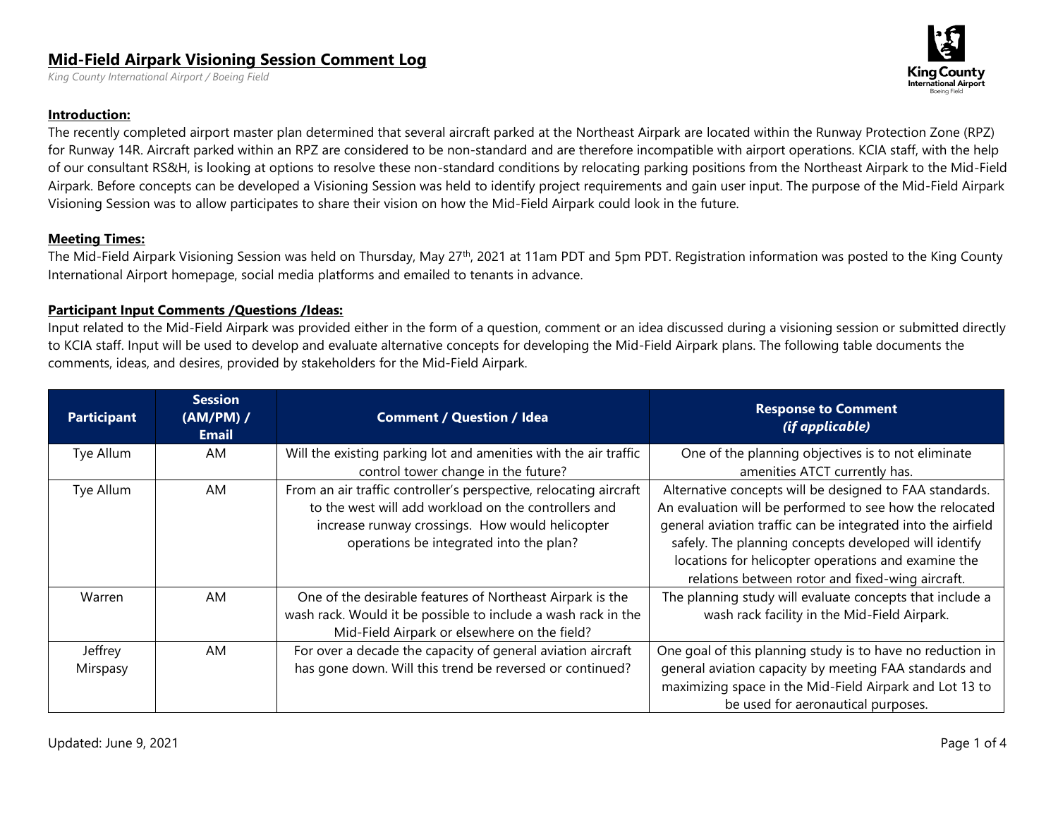# Mid-Field Airpark Visioning Session Comment Log

*King County International Airport / Boeing Field*

### Introduction:

The recently completed airport master plan determined that several aircraft parked at the Northeast Airpark are located within the Runway Protection Zone (RPZ) for Runway 14R. Aircraft parked within an RPZ are considered to be non-standard and are therefore incompatible with airport operations. KCIA staff, with the help of our consultant RS&H, is looking at options to resolve these non-standard conditions by relocating parking positions from the Northeast Airpark to the Mid-Field Airpark. Before concepts can be developed a Visioning Session was held to identify project requirements and gain user input. The purpose of the Mid-Field Airpark Visioning Session was to allow participates to share their vision on how the Mid-Field Airpark could look in the future.

### Meeting Times:

The Mid-Field Airpark Visioning Session was held on Thursday, May 27th, 2021 at 11am PDT and 5pm PDT. Registration information was posted to the King County International Airport homepage, social media platforms and emailed to tenants in advance.

### Participant Input Comments /Questions /Ideas:

Input related to the Mid-Field Airpark was provided either in the form of a question, comment or an idea discussed during a visioning session or submitted directly to KCIA staff. Input will be used to develop and evaluate alternative concepts for developing the Mid-Field Airpark plans. The following table documents the comments, ideas, and desires, provided by stakeholders for the Mid-Field Airpark.

| Participant | Session (AM/PM) / Email | Comment / Question / Idea | Response to Comment *(if applicable)* |
|---|---|---|---|
| Tye Allum | AM | Will the existing parking lot and amenities with the air traffic control tower change in the future? | One of the planning objectives is to not eliminate amenities ATCT currently has. |
| Tye Allum | AM | From an air traffic controller's perspective, relocating aircraft to the west will add workload on the controllers and increase runway crossings. How would helicopter operations be integrated into the plan? | Alternative concepts will be designed to FAA standards. An evaluation will be performed to see how the relocated general aviation traffic can be integrated into the airfield safely. The planning concepts developed will identify locations for helicopter operations and examine the relations between rotor and fixed-wing aircraft. |
| Warren | AM | One of the desirable features of Northeast Airpark is the wash rack. Would it be possible to include a wash rack in the Mid-Field Airpark or elsewhere on the field? | The planning study will evaluate concepts that include a wash rack facility in the Mid-Field Airpark. |
| Jeffrey Mirspasy | AM | For over a decade the capacity of general aviation aircraft has gone down. Will this trend be reversed or continued? | One goal of this planning study is to have no reduction in general aviation capacity by meeting FAA standards and maximizing space in the Mid-Field Airpark and Lot 13 to be used for aeronautical purposes. |

Updated: June 9, 2021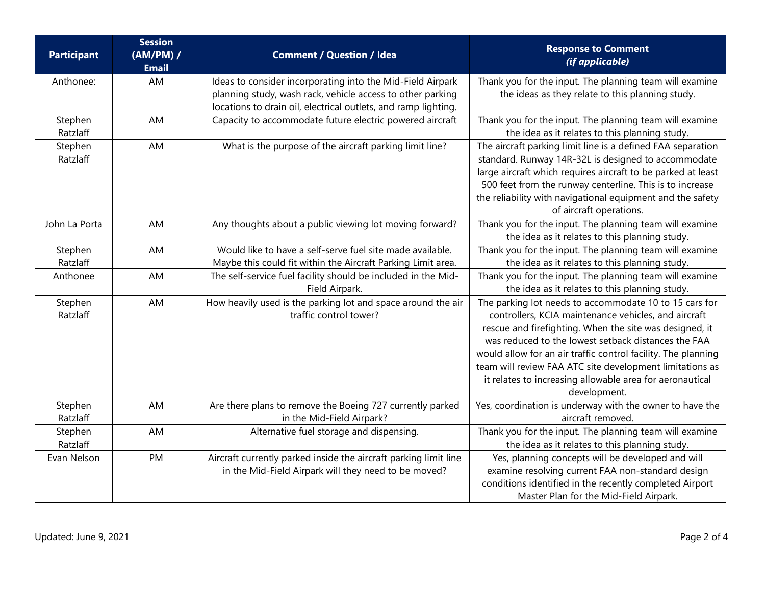| Participant | Session (AM/PM) / Email | Comment / Question / Idea | Response to Comment *(if applicable)* |
|---|---|---|---|
| Anthonee: | AM | Ideas to consider incorporating into the Mid-Field Airpark planning study, wash rack, vehicle access to other parking locations to drain oil, electrical outlets, and ramp lighting. | Thank you for the input. The planning team will examine the ideas as they relate to this planning study. |
| Stephen Ratzlaff | AM | Capacity to accommodate future electric powered aircraft | Thank you for the input. The planning team will examine the idea as it relates to this planning study. |
| Stephen Ratzlaff | AM | What is the purpose of the aircraft parking limit line? | The aircraft parking limit line is a defined FAA separation standard. Runway 14R-32L is designed to accommodate large aircraft which requires aircraft to be parked at least 500 feet from the runway centerline. This is to increase the reliability with navigational equipment and the safety of aircraft operations. |
| John La Porta | AM | Any thoughts about a public viewing lot moving forward? | Thank you for the input. The planning team will examine the idea as it relates to this planning study. |
| Stephen Ratzlaff | AM | Would like to have a self-serve fuel site made available. Maybe this could fit within the Aircraft Parking Limit area. | Thank you for the input. The planning team will examine the idea as it relates to this planning study. |
| Anthonee | AM | The self-service fuel facility should be included in the Mid-Field Airpark. | Thank you for the input. The planning team will examine the idea as it relates to this planning study. |
| Stephen Ratzlaff | AM | How heavily used is the parking lot and space around the air traffic control tower? | The parking lot needs to accommodate 10 to 15 cars for controllers, KCIA maintenance vehicles, and aircraft rescue and firefighting. When the site was designed, it was reduced to the lowest setback distances the FAA would allow for an air traffic control facility. The planning team will review FAA ATC site development limitations as it relates to increasing allowable area for aeronautical development. |
| Stephen Ratzlaff | AM | Are there plans to remove the Boeing 727 currently parked in the Mid-Field Airpark? | Yes, coordination is underway with the owner to have the aircraft removed. |
| Stephen Ratzlaff | AM | Alternative fuel storage and dispensing. | Thank you for the input. The planning team will examine the idea as it relates to this planning study. |
| Evan Nelson | PM | Aircraft currently parked inside the aircraft parking limit line in the Mid-Field Airpark will they need to be moved? | Yes, planning concepts will be developed and will examine resolving current FAA non-standard design conditions identified in the recently completed Airport Master Plan for the Mid-Field Airpark. |

Updated: June 9, 2021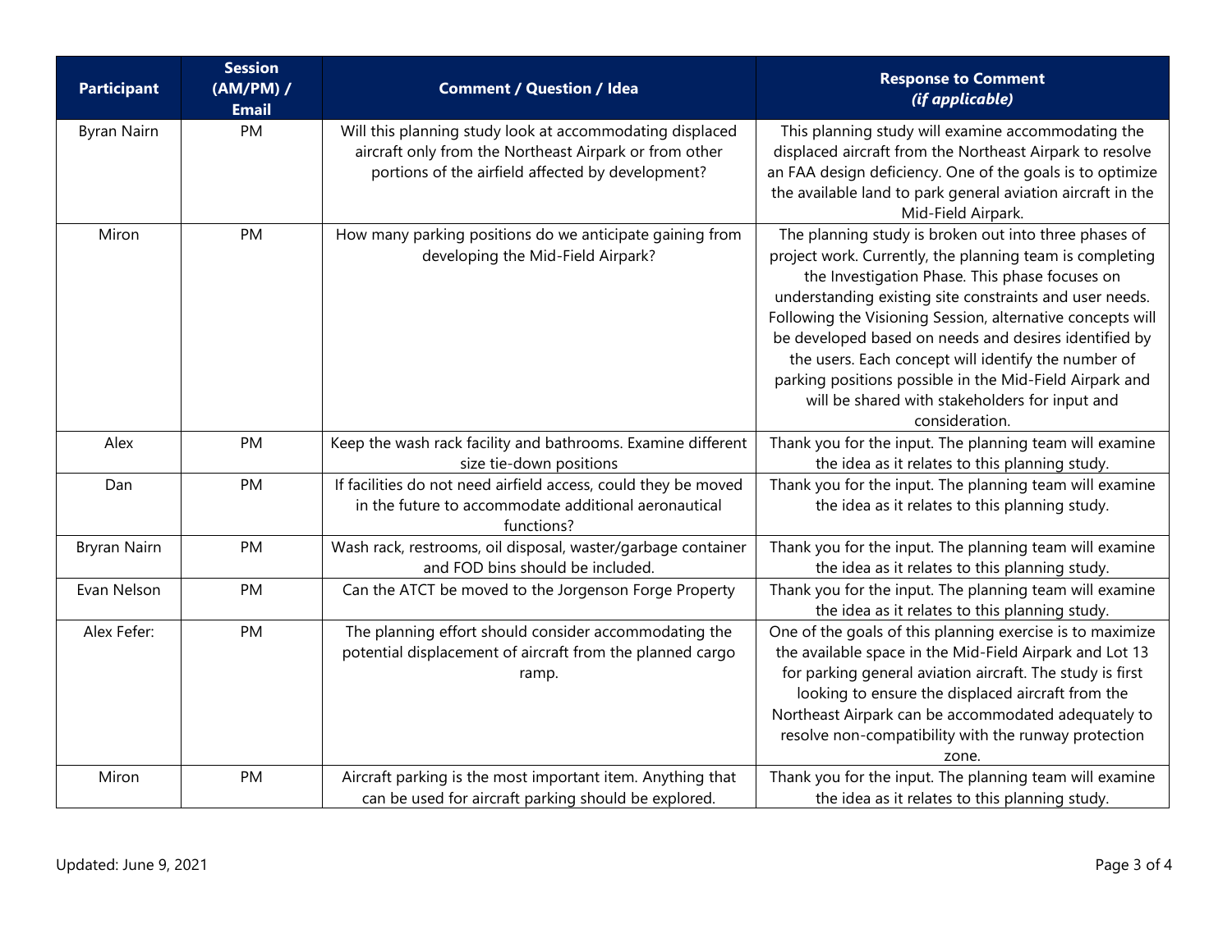| Participant | Session (AM/PM) / Email | Comment / Question / Idea | Response to Comment *(if applicable)* |
|---|---|---|---|
| Byran Nairn | PM | Will this planning study look at accommodating displaced aircraft only from the Northeast Airpark or from other portions of the airfield affected by development? | This planning study will examine accommodating the displaced aircraft from the Northeast Airpark to resolve an FAA design deficiency. One of the goals is to optimize the available land to park general aviation aircraft in the Mid-Field Airpark. |
| Miron | PM | How many parking positions do we anticipate gaining from developing the Mid-Field Airpark? | The planning study is broken out into three phases of project work. Currently, the planning team is completing the Investigation Phase. This phase focuses on understanding existing site constraints and user needs. Following the Visioning Session, alternative concepts will be developed based on needs and desires identified by the users. Each concept will identify the number of parking positions possible in the Mid-Field Airpark and will be shared with stakeholders for input and consideration. |
| Alex | PM | Keep the wash rack facility and bathrooms. Examine different size tie-down positions | Thank you for the input. The planning team will examine the idea as it relates to this planning study. |
| Dan | PM | If facilities do not need airfield access, could they be moved in the future to accommodate additional aeronautical functions? | Thank you for the input. The planning team will examine the idea as it relates to this planning study. |
| Bryran Nairn | PM | Wash rack, restrooms, oil disposal, waster/garbage container and FOD bins should be included. | Thank you for the input. The planning team will examine the idea as it relates to this planning study. |
| Evan Nelson | PM | Can the ATCT be moved to the Jorgenson Forge Property | Thank you for the input. The planning team will examine the idea as it relates to this planning study. |
| Alex Fefer: | PM | The planning effort should consider accommodating the potential displacement of aircraft from the planned cargo ramp. | One of the goals of this planning exercise is to maximize the available space in the Mid-Field Airpark and Lot 13 for parking general aviation aircraft. The study is first looking to ensure the displaced aircraft from the Northeast Airpark can be accommodated adequately to resolve non-compatibility with the runway protection zone. |
| Miron | PM | Aircraft parking is the most important item. Anything that can be used for aircraft parking should be explored. | Thank you for the input. The planning team will examine the idea as it relates to this planning study. |

Updated: June 9, 2021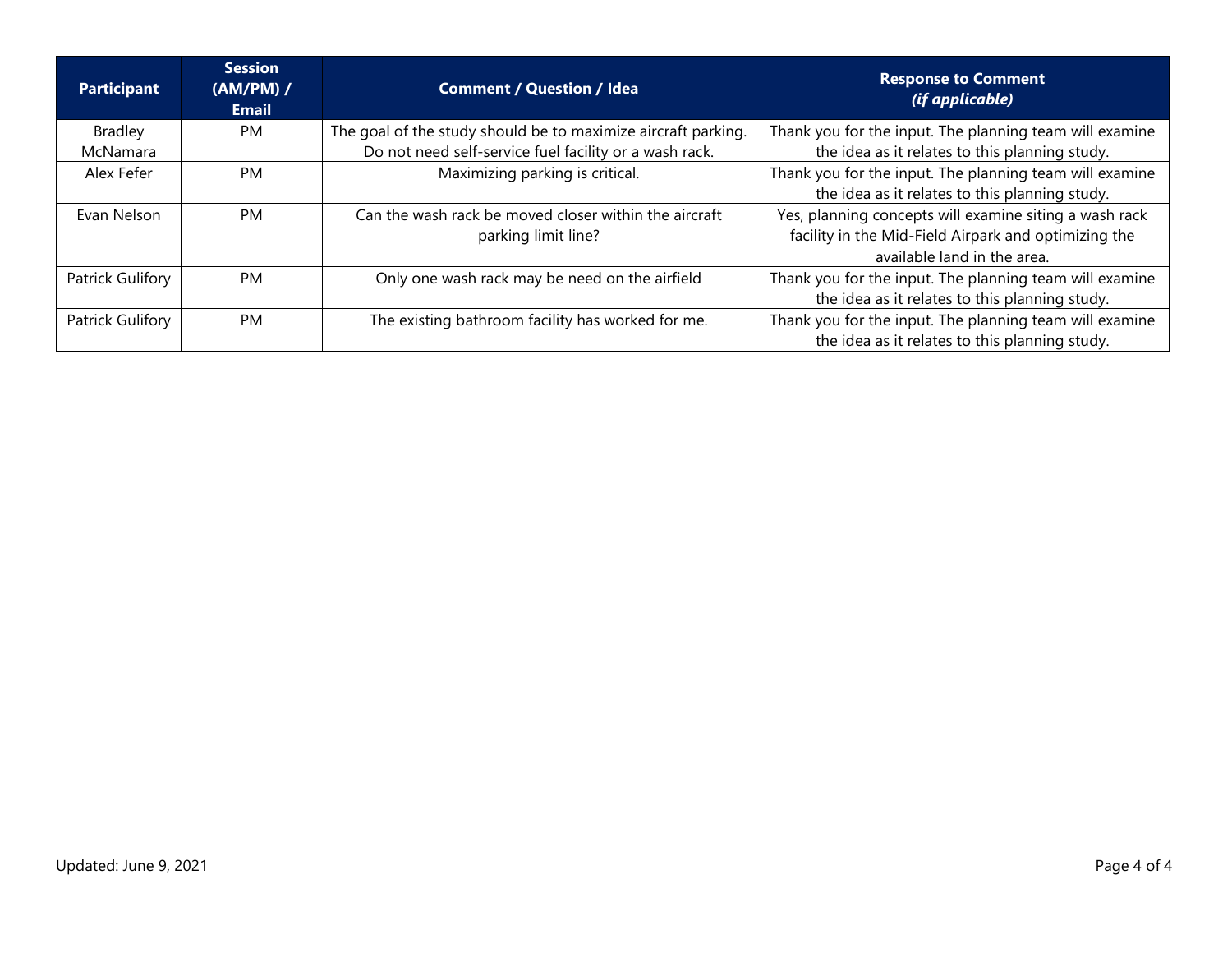| Participant | Session (AM/PM) / Email | Comment / Question / Idea | Response to Comment *(if applicable)* |
|---|---|---|---|
| Bradley McNamara | PM | The goal of the study should be to maximize aircraft parking. Do not need self-service fuel facility or a wash rack. | Thank you for the input. The planning team will examine the idea as it relates to this planning study. |
| Alex Fefer | PM | Maximizing parking is critical. | Thank you for the input. The planning team will examine the idea as it relates to this planning study. |
| Evan Nelson | PM | Can the wash rack be moved closer within the aircraft parking limit line? | Yes, planning concepts will examine siting a wash rack facility in the Mid-Field Airpark and optimizing the available land in the area. |
| Patrick Gulifory | PM | Only one wash rack may be need on the airfield | Thank you for the input. The planning team will examine the idea as it relates to this planning study. |
| Patrick Gulifory | PM | The existing bathroom facility has worked for me. | Thank you for the input. The planning team will examine the idea as it relates to this planning study. |

Updated: June 9, 2021